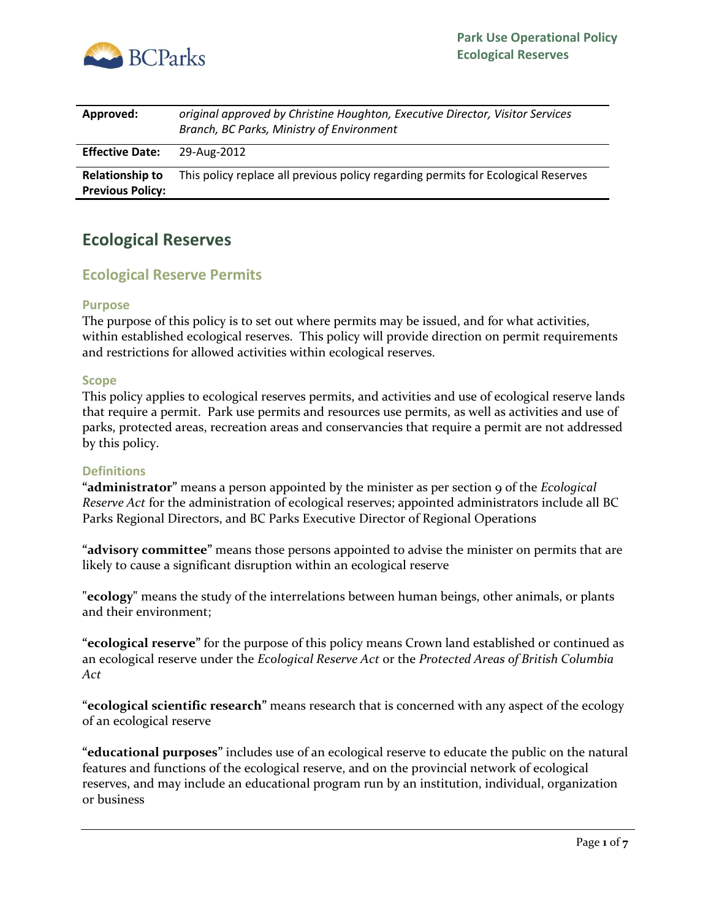| | |
|---|---|
| **Approved:** | *original approved by Christine Houghton, Executive Director, Visitor Services Branch, BC Parks, Ministry of Environment* |
| **Effective Date:** | 29-Aug-2012 |
| **Relationship to Previous Policy:** | This policy replace all previous policy regarding permits for Ecological Reserves |

# Ecological Reserves

## Ecological Reserve Permits

### Purpose

The purpose of this policy is to set out where permits may be issued, and for what activities, within established ecological reserves. This policy will provide direction on permit requirements and restrictions for allowed activities within ecological reserves.

### Scope

This policy applies to ecological reserves permits, and activities and use of ecological reserve lands that require a permit. Park use permits and resources use permits, as well as activities and use of parks, protected areas, recreation areas and conservancies that require a permit are not addressed by this policy.

### Definitions

"**administrator**" means a person appointed by the minister as per section 9 of the *Ecological Reserve Act* for the administration of ecological reserves; appointed administrators include all BC Parks Regional Directors, and BC Parks Executive Director of Regional Operations

"**advisory committee**" means those persons appointed to advise the minister on permits that are likely to cause a significant disruption within an ecological reserve

"**ecology**" means the study of the interrelations between human beings, other animals, or plants and their environment;

"**ecological reserve**" for the purpose of this policy means Crown land established or continued as an ecological reserve under the *Ecological Reserve Act* or the *Protected Areas of British Columbia Act*

"**ecological scientific research**" means research that is concerned with any aspect of the ecology of an ecological reserve

"**educational purposes**" includes use of an ecological reserve to educate the public on the natural features and functions of the ecological reserve, and on the provincial network of ecological reserves, and may include an educational program run by an institution, individual, organization or business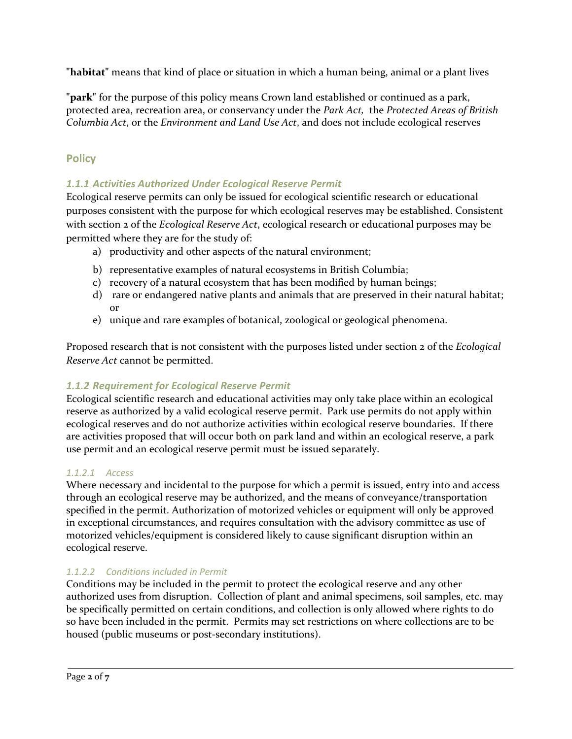"**habitat**" means that kind of place or situation in which a human being, animal or a plant lives

"**park**" for the purpose of this policy means Crown land established or continued as a park, protected area, recreation area, or conservancy under the *Park Act*, the *Protected Areas of British Columbia Act*, or the *Environment and Land Use Act*, and does not include ecological reserves

## Policy

### *1.1.1 Activities Authorized Under Ecological Reserve Permit*

Ecological reserve permits can only be issued for ecological scientific research or educational purposes consistent with the purpose for which ecological reserves may be established. Consistent with section 2 of the *Ecological Reserve Act*, ecological research or educational purposes may be permitted where they are for the study of:

a) productivity and other aspects of the natural environment;
b) representative examples of natural ecosystems in British Columbia;
c) recovery of a natural ecosystem that has been modified by human beings;
d) rare or endangered native plants and animals that are preserved in their natural habitat; or
e) unique and rare examples of botanical, zoological or geological phenomena.

Proposed research that is not consistent with the purposes listed under section 2 of the *Ecological Reserve Act* cannot be permitted.

### *1.1.2 Requirement for Ecological Reserve Permit*

Ecological scientific research and educational activities may only take place within an ecological reserve as authorized by a valid ecological reserve permit. Park use permits do not apply within ecological reserves and do not authorize activities within ecological reserve boundaries. If there are activities proposed that will occur both on park land and within an ecological reserve, a park use permit and an ecological reserve permit must be issued separately.

#### *1.1.2.1 Access*

Where necessary and incidental to the purpose for which a permit is issued, entry into and access through an ecological reserve may be authorized, and the means of conveyance/transportation specified in the permit. Authorization of motorized vehicles or equipment will only be approved in exceptional circumstances, and requires consultation with the advisory committee as use of motorized vehicles/equipment is considered likely to cause significant disruption within an ecological reserve.

#### *1.1.2.2 Conditions included in Permit*

Conditions may be included in the permit to protect the ecological reserve and any other authorized uses from disruption. Collection of plant and animal specimens, soil samples, etc. may be specifically permitted on certain conditions, and collection is only allowed where rights to do so have been included in the permit. Permits may set restrictions on where collections are to be housed (public museums or post-secondary institutions).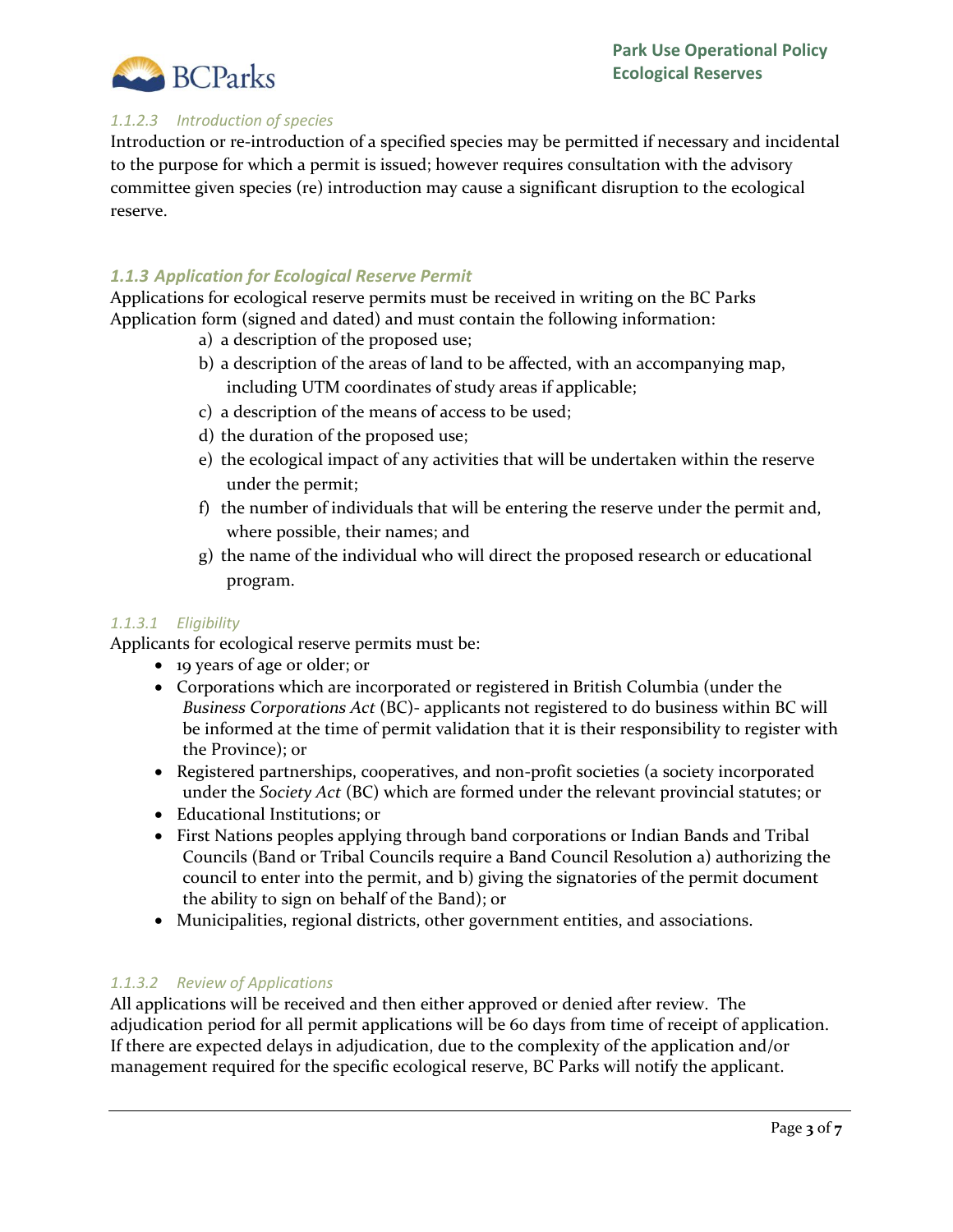#### *1.1.2.3 Introduction of species*

Introduction or re-introduction of a specified species may be permitted if necessary and incidental to the purpose for which a permit is issued; however requires consultation with the advisory committee given species (re) introduction may cause a significant disruption to the ecological reserve.

### *1.1.3 Application for Ecological Reserve Permit*

Applications for ecological reserve permits must be received in writing on the BC Parks Application form (signed and dated) and must contain the following information:

a) a description of the proposed use;
b) a description of the areas of land to be affected, with an accompanying map, including UTM coordinates of study areas if applicable;
c) a description of the means of access to be used;
d) the duration of the proposed use;
e) the ecological impact of any activities that will be undertaken within the reserve under the permit;
f) the number of individuals that will be entering the reserve under the permit and, where possible, their names; and
g) the name of the individual who will direct the proposed research or educational program.

#### *1.1.3.1 Eligibility*

Applicants for ecological reserve permits must be:

- 19 years of age or older; or
- Corporations which are incorporated or registered in British Columbia (under the *Business Corporations Act* (BC)- applicants not registered to do business within BC will be informed at the time of permit validation that it is their responsibility to register with the Province); or
- Registered partnerships, cooperatives, and non-profit societies (a society incorporated under the *Society Act* (BC) which are formed under the relevant provincial statutes; or
- Educational Institutions; or
- First Nations peoples applying through band corporations or Indian Bands and Tribal Councils (Band or Tribal Councils require a Band Council Resolution a) authorizing the council to enter into the permit, and b) giving the signatories of the permit document the ability to sign on behalf of the Band); or
- Municipalities, regional districts, other government entities, and associations.

#### *1.1.3.2 Review of Applications*

All applications will be received and then either approved or denied after review. The adjudication period for all permit applications will be 60 days from time of receipt of application. If there are expected delays in adjudication, due to the complexity of the application and/or management required for the specific ecological reserve, BC Parks will notify the applicant.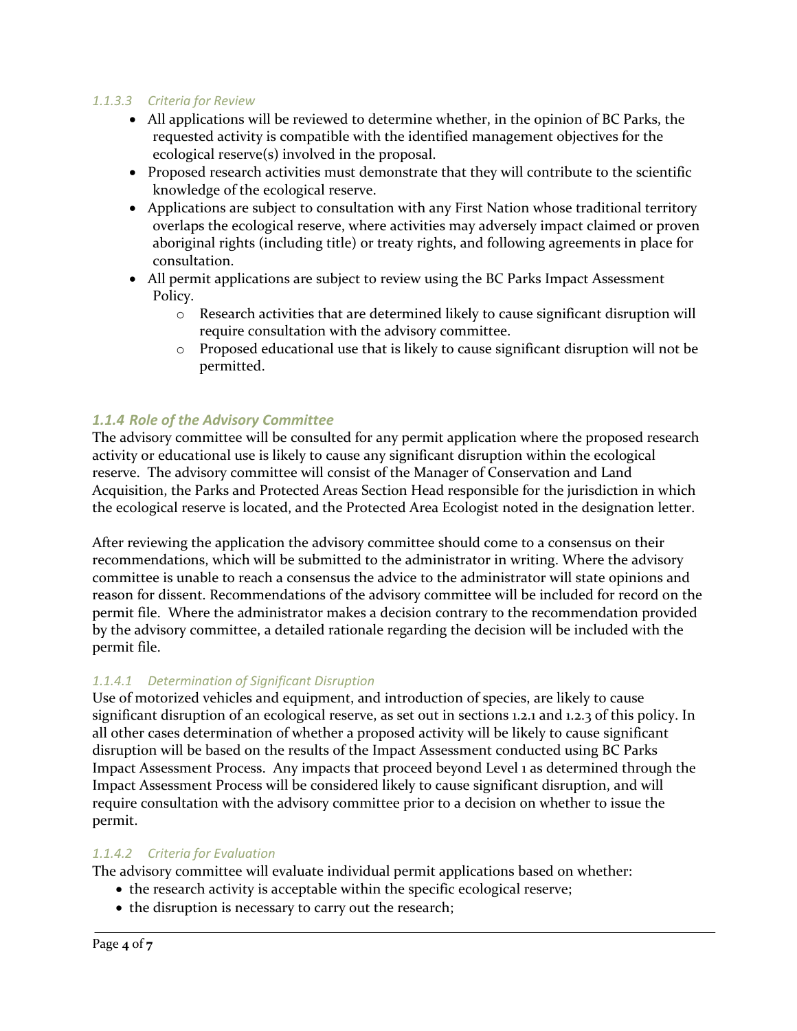#### *1.1.3.3 Criteria for Review*

- All applications will be reviewed to determine whether, in the opinion of BC Parks, the requested activity is compatible with the identified management objectives for the ecological reserve(s) involved in the proposal.
- Proposed research activities must demonstrate that they will contribute to the scientific knowledge of the ecological reserve.
- Applications are subject to consultation with any First Nation whose traditional territory overlaps the ecological reserve, where activities may adversely impact claimed or proven aboriginal rights (including title) or treaty rights, and following agreements in place for consultation.
- All permit applications are subject to review using the BC Parks Impact Assessment Policy.
    - Research activities that are determined likely to cause significant disruption will require consultation with the advisory committee.
    - Proposed educational use that is likely to cause significant disruption will not be permitted.

### *1.1.4 Role of the Advisory Committee*

The advisory committee will be consulted for any permit application where the proposed research activity or educational use is likely to cause any significant disruption within the ecological reserve. The advisory committee will consist of the Manager of Conservation and Land Acquisition, the Parks and Protected Areas Section Head responsible for the jurisdiction in which the ecological reserve is located, and the Protected Area Ecologist noted in the designation letter.

After reviewing the application the advisory committee should come to a consensus on their recommendations, which will be submitted to the administrator in writing. Where the advisory committee is unable to reach a consensus the advice to the administrator will state opinions and reason for dissent. Recommendations of the advisory committee will be included for record on the permit file. Where the administrator makes a decision contrary to the recommendation provided by the advisory committee, a detailed rationale regarding the decision will be included with the permit file.

#### *1.1.4.1 Determination of Significant Disruption*

Use of motorized vehicles and equipment, and introduction of species, are likely to cause significant disruption of an ecological reserve, as set out in sections 1.2.1 and 1.2.3 of this policy. In all other cases determination of whether a proposed activity will be likely to cause significant disruption will be based on the results of the Impact Assessment conducted using BC Parks Impact Assessment Process. Any impacts that proceed beyond Level 1 as determined through the Impact Assessment Process will be considered likely to cause significant disruption, and will require consultation with the advisory committee prior to a decision on whether to issue the permit.

#### *1.1.4.2 Criteria for Evaluation*

The advisory committee will evaluate individual permit applications based on whether:

- the research activity is acceptable within the specific ecological reserve;
- the disruption is necessary to carry out the research;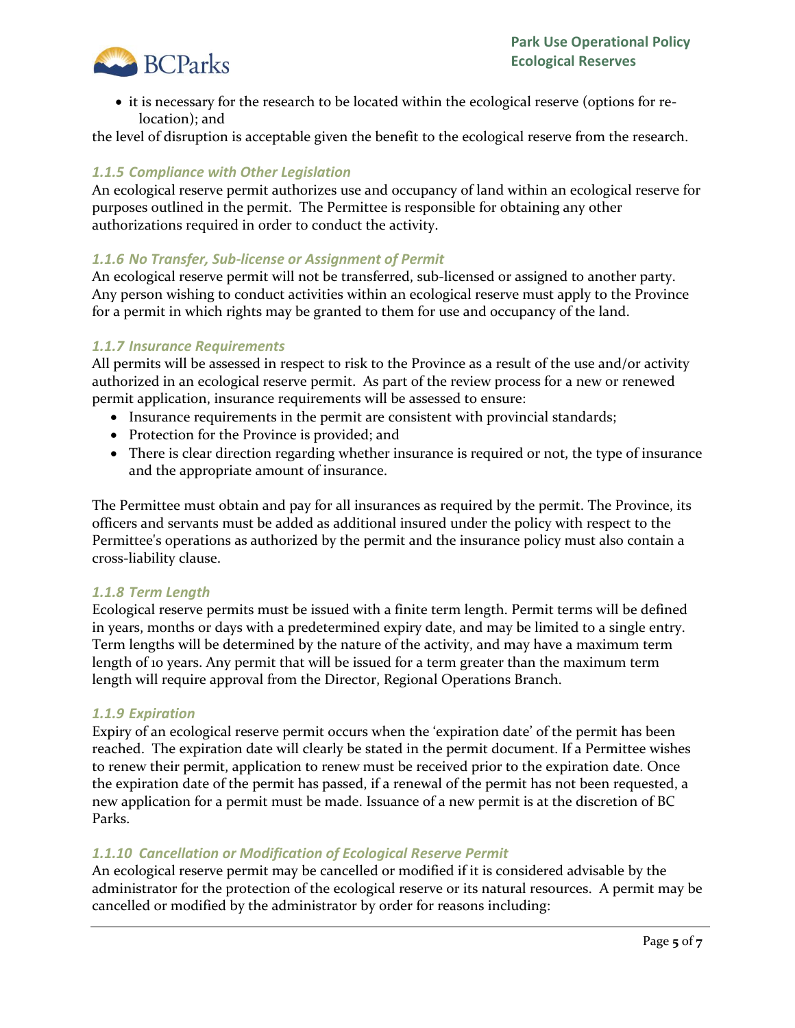- it is necessary for the research to be located within the ecological reserve (options for re-location); and

the level of disruption is acceptable given the benefit to the ecological reserve from the research.

### *1.1.5 Compliance with Other Legislation*

An ecological reserve permit authorizes use and occupancy of land within an ecological reserve for purposes outlined in the permit. The Permittee is responsible for obtaining any other authorizations required in order to conduct the activity.

### *1.1.6 No Transfer, Sub-license or Assignment of Permit*

An ecological reserve permit will not be transferred, sub-licensed or assigned to another party. Any person wishing to conduct activities within an ecological reserve must apply to the Province for a permit in which rights may be granted to them for use and occupancy of the land.

### *1.1.7 Insurance Requirements*

All permits will be assessed in respect to risk to the Province as a result of the use and/or activity authorized in an ecological reserve permit. As part of the review process for a new or renewed permit application, insurance requirements will be assessed to ensure:

- Insurance requirements in the permit are consistent with provincial standards;
- Protection for the Province is provided; and
- There is clear direction regarding whether insurance is required or not, the type of insurance and the appropriate amount of insurance.

The Permittee must obtain and pay for all insurances as required by the permit. The Province, its officers and servants must be added as additional insured under the policy with respect to the Permittee's operations as authorized by the permit and the insurance policy must also contain a cross-liability clause.

### *1.1.8 Term Length*

Ecological reserve permits must be issued with a finite term length. Permit terms will be defined in years, months or days with a predetermined expiry date, and may be limited to a single entry. Term lengths will be determined by the nature of the activity, and may have a maximum term length of 10 years. Any permit that will be issued for a term greater than the maximum term length will require approval from the Director, Regional Operations Branch.

### *1.1.9 Expiration*

Expiry of an ecological reserve permit occurs when the 'expiration date' of the permit has been reached. The expiration date will clearly be stated in the permit document. If a Permittee wishes to renew their permit, application to renew must be received prior to the expiration date. Once the expiration date of the permit has passed, if a renewal of the permit has not been requested, a new application for a permit must be made. Issuance of a new permit is at the discretion of BC Parks.

### *1.1.10 Cancellation or Modification of Ecological Reserve Permit*

An ecological reserve permit may be cancelled or modified if it is considered advisable by the administrator for the protection of the ecological reserve or its natural resources. A permit may be cancelled or modified by the administrator by order for reasons including: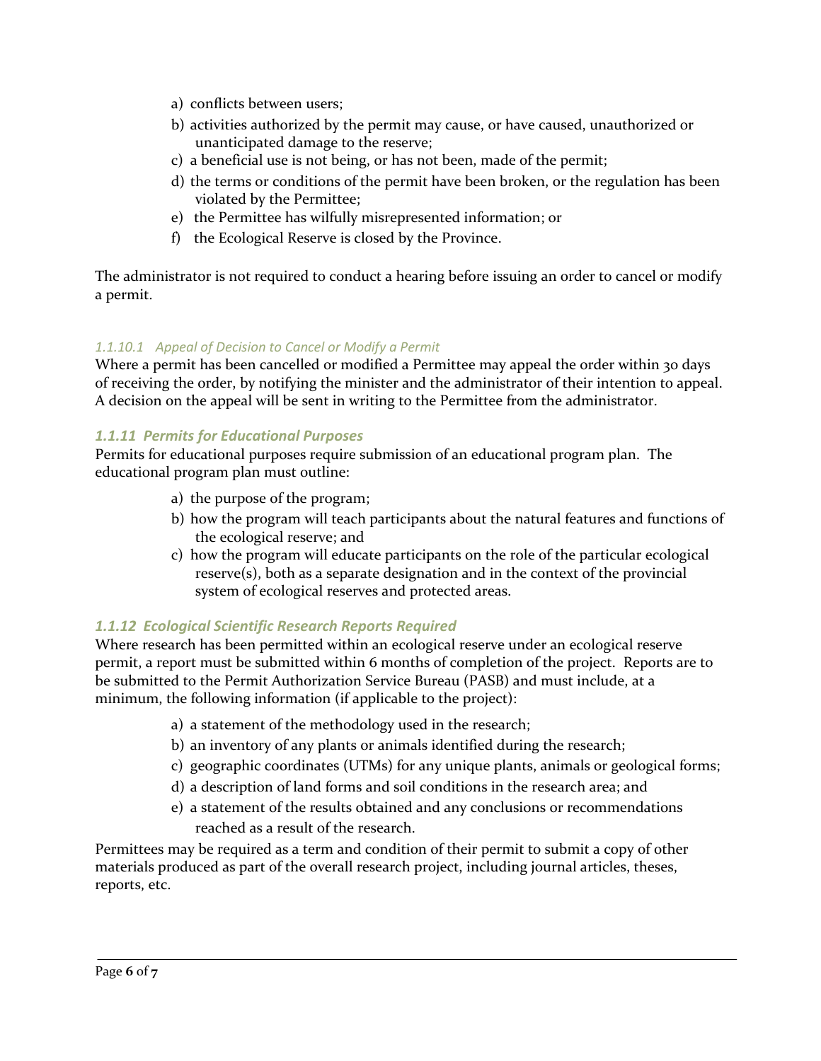a) conflicts between users;
b) activities authorized by the permit may cause, or have caused, unauthorized or unanticipated damage to the reserve;
c) a beneficial use is not being, or has not been, made of the permit;
d) the terms or conditions of the permit have been broken, or the regulation has been violated by the Permittee;
e) the Permittee has wilfully misrepresented information; or
f) the Ecological Reserve is closed by the Province.

The administrator is not required to conduct a hearing before issuing an order to cancel or modify a permit.

##### *1.1.10.1 Appeal of Decision to Cancel or Modify a Permit*

Where a permit has been cancelled or modified a Permittee may appeal the order within 30 days of receiving the order, by notifying the minister and the administrator of their intention to appeal. A decision on the appeal will be sent in writing to the Permittee from the administrator.

#### *1.1.11 Permits for Educational Purposes*

Permits for educational purposes require submission of an educational program plan. The educational program plan must outline:

a) the purpose of the program;
b) how the program will teach participants about the natural features and functions of the ecological reserve; and
c) how the program will educate participants on the role of the particular ecological reserve(s), both as a separate designation and in the context of the provincial system of ecological reserves and protected areas.

#### *1.1.12 Ecological Scientific Research Reports Required*

Where research has been permitted within an ecological reserve under an ecological reserve permit, a report must be submitted within 6 months of completion of the project. Reports are to be submitted to the Permit Authorization Service Bureau (PASB) and must include, at a minimum, the following information (if applicable to the project):

a) a statement of the methodology used in the research;
b) an inventory of any plants or animals identified during the research;
c) geographic coordinates (UTMs) for any unique plants, animals or geological forms;
d) a description of land forms and soil conditions in the research area; and
e) a statement of the results obtained and any conclusions or recommendations reached as a result of the research.

Permittees may be required as a term and condition of their permit to submit a copy of other materials produced as part of the overall research project, including journal articles, theses, reports, etc.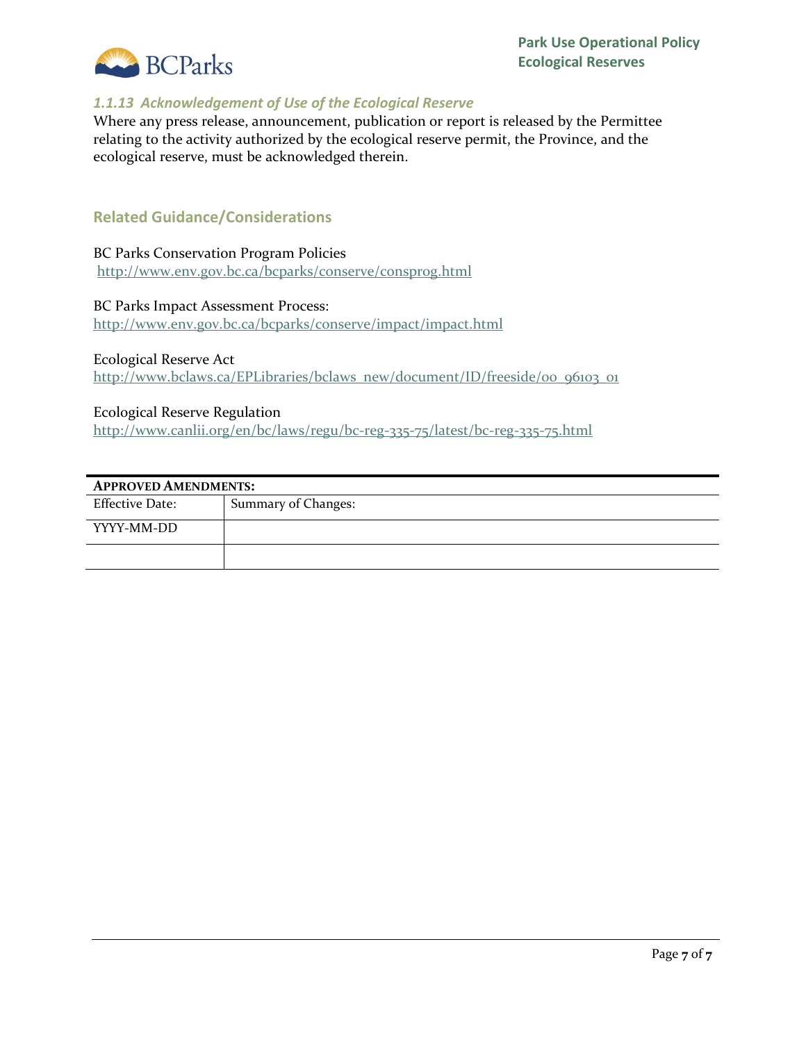### *1.1.13 Acknowledgement of Use of the Ecological Reserve*

Where any press release, announcement, publication or report is released by the Permittee relating to the activity authorized by the ecological reserve permit, the Province, and the ecological reserve, must be acknowledged therein.

## Related Guidance/Considerations

BC Parks Conservation Program Policies
http://www.env.gov.bc.ca/bcparks/conserve/consprog.html

BC Parks Impact Assessment Process:
http://www.env.gov.bc.ca/bcparks/conserve/impact/impact.html

Ecological Reserve Act
http://www.bclaws.ca/EPLibraries/bclaws_new/document/ID/freeside/00_96103_01

Ecological Reserve Regulation
http://www.canlii.org/en/bc/laws/regu/bc-reg-335-75/latest/bc-reg-335-75.html

**APPROVED AMENDMENTS:**

| Effective Date: | Summary of Changes: |
|---|---|
| YYYY-MM-DD | |
| | |